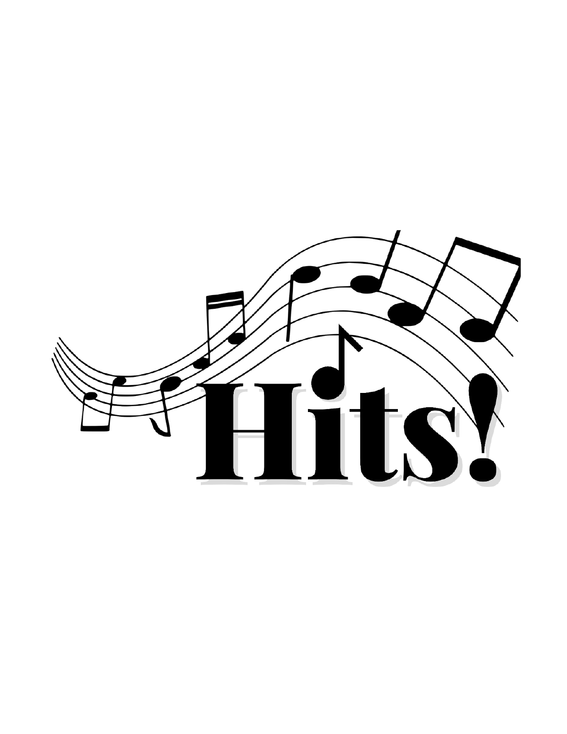# Hits!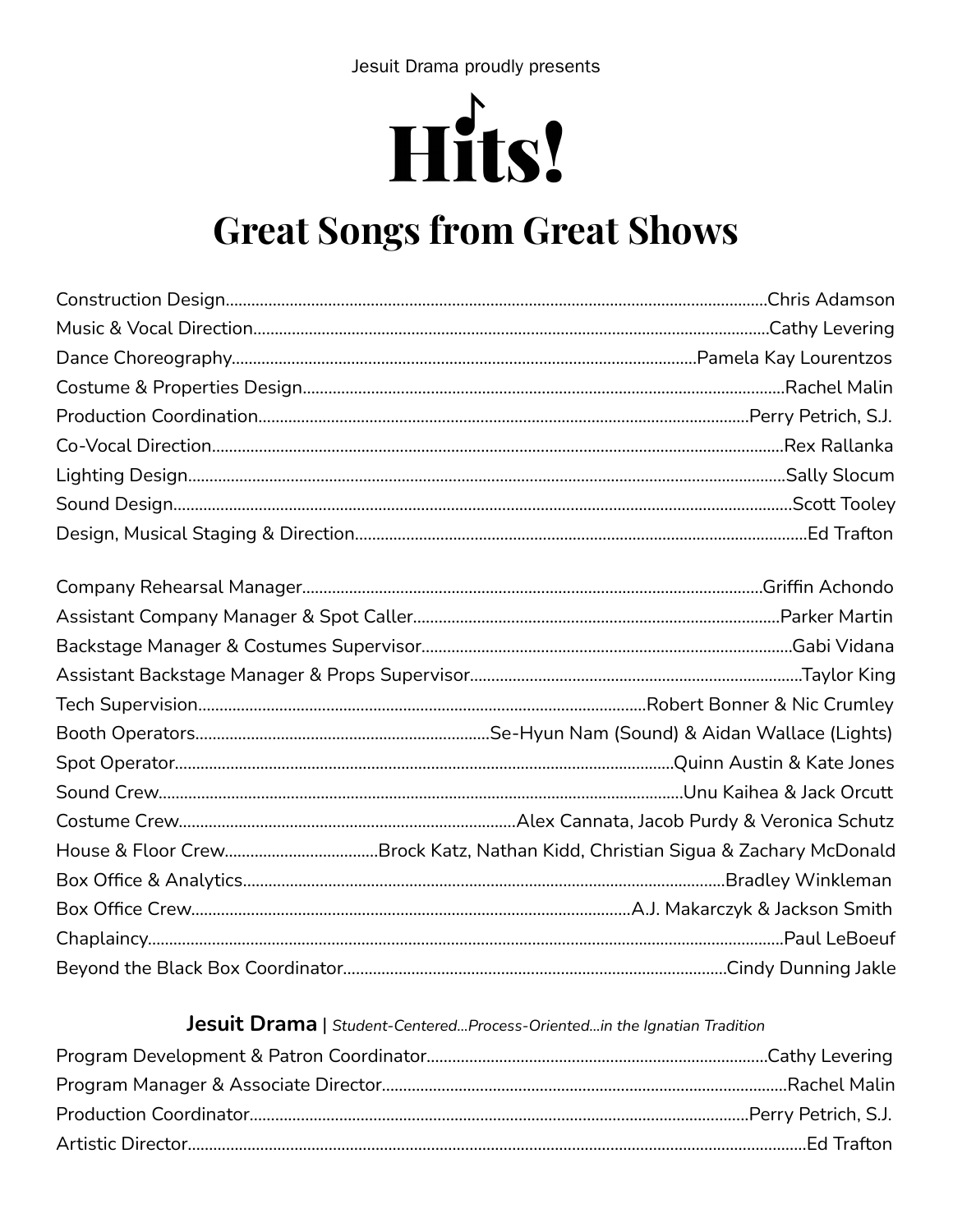Jesuit Drama proudly presents

# Hits!

## Great Songs from Great Shows

Construction Design............Chris Adamson
Music & Vocal Direction............Cathy Levering
Dance Choreography............Pamela Kay Lourentzos
Costume & Properties Design............Rachel Malin
Production Coordination............Perry Petrich, S.J.
Co-Vocal Direction............Rex Rallanka
Lighting Design............Sally Slocum
Sound Design............Scott Tooley
Design, Musical Staging & Direction............Ed Trafton

Company Rehearsal Manager............Griffin Achondo
Assistant Company Manager & Spot Caller............Parker Martin
Backstage Manager & Costumes Supervisor............Gabi Vidana
Assistant Backstage Manager & Props Supervisor............Taylor King
Tech Supervision............Robert Bonner & Nic Crumley
Booth Operators............Se-Hyun Nam (Sound) & Aidan Wallace (Lights)
Spot Operator............Quinn Austin & Kate Jones
Sound Crew............Unu Kaihea & Jack Orcutt
Costume Crew............Alex Cannata, Jacob Purdy & Veronica Schutz
House & Floor Crew............Brock Katz, Nathan Kidd, Christian Sigua & Zachary McDonald
Box Office & Analytics............Bradley Winkleman
Box Office Crew............A.J. Makarczyk & Jackson Smith
Chaplaincy............Paul LeBoeuf
Beyond the Black Box Coordinator............Cindy Dunning Jakle

**Jesuit Drama** | *Student-Centered...Process-Oriented...in the Ignatian Tradition*

Program Development & Patron Coordinator............Cathy Levering
Program Manager & Associate Director............Rachel Malin
Production Coordinator............Perry Petrich, S.J.
Artistic Director............Ed Trafton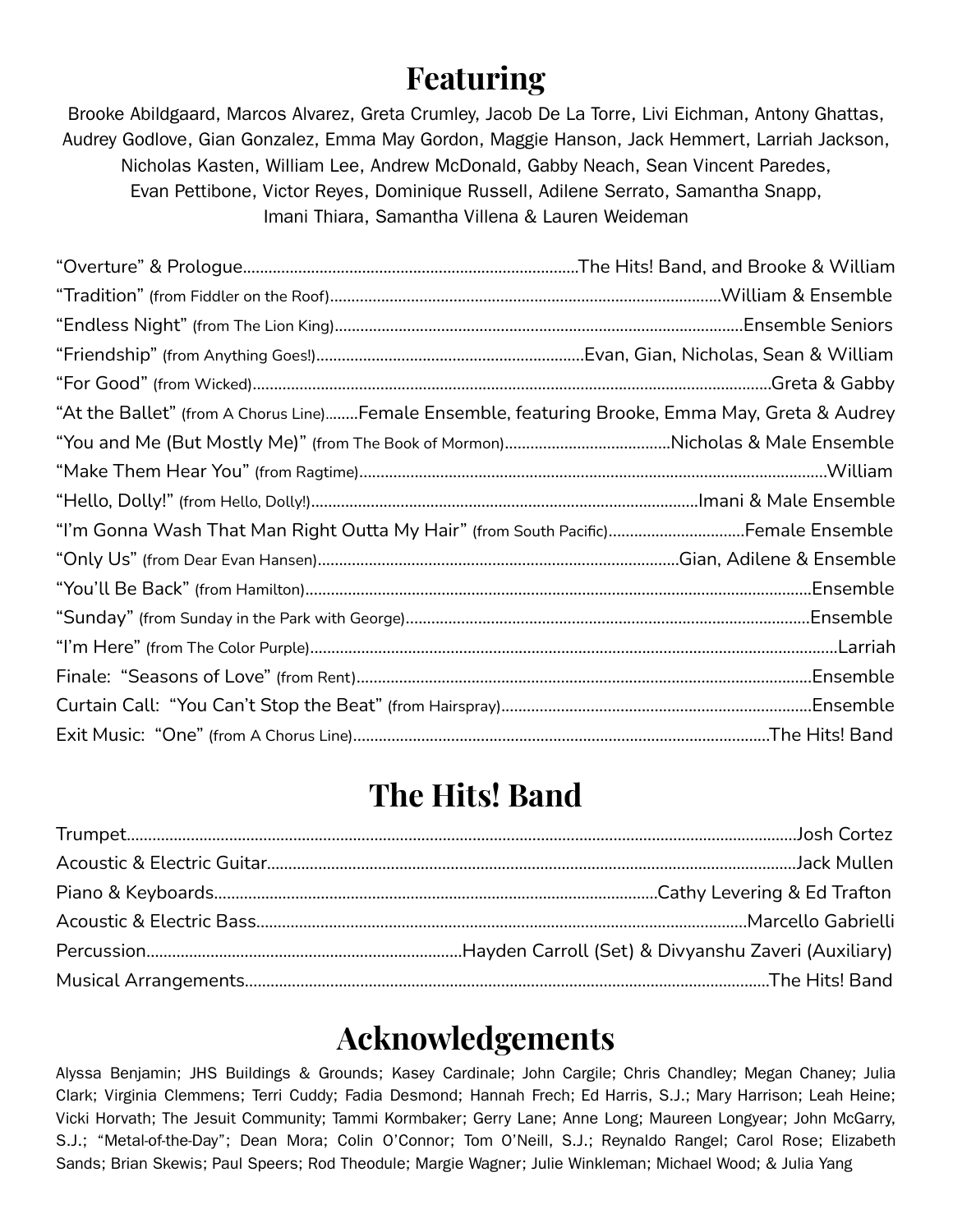# Featuring

Brooke Abildgaard, Marcos Alvarez, Greta Crumley, Jacob De La Torre, Livi Eichman, Antony Ghattas, Audrey Godlove, Gian Gonzalez, Emma May Gordon, Maggie Hanson, Jack Hemmert, Larriah Jackson, Nicholas Kasten, William Lee, Andrew McDonald, Gabby Neach, Sean Vincent Paredes, Evan Pettibone, Victor Reyes, Dominique Russell, Adilene Serrato, Samantha Snapp, Imani Thiara, Samantha Villena & Lauren Weideman

"Overture" & Prologue……The Hits! Band, and Brooke & William
"Tradition" (from Fiddler on the Roof)……William & Ensemble
"Endless Night" (from The Lion King)……Ensemble Seniors
"Friendship" (from Anything Goes!)……Evan, Gian, Nicholas, Sean & William
"For Good" (from Wicked)……Greta & Gabby
"At the Ballet" (from A Chorus Line)……Female Ensemble, featuring Brooke, Emma May, Greta & Audrey
"You and Me (But Mostly Me)" (from The Book of Mormon)……Nicholas & Male Ensemble
"Make Them Hear You" (from Ragtime)……William
"Hello, Dolly!" (from Hello, Dolly!)……Imani & Male Ensemble
"I'm Gonna Wash That Man Right Outta My Hair" (from South Pacific)……Female Ensemble
"Only Us" (from Dear Evan Hansen)……Gian, Adilene & Ensemble
"You'll Be Back" (from Hamilton)……Ensemble
"Sunday" (from Sunday in the Park with George)……Ensemble
"I'm Here" (from The Color Purple)……Larriah
Finale: "Seasons of Love" (from Rent)……Ensemble
Curtain Call: "You Can't Stop the Beat" (from Hairspray)……Ensemble
Exit Music: "One" (from A Chorus Line)……The Hits! Band

# The Hits! Band

Trumpet……Josh Cortez
Acoustic & Electric Guitar……Jack Mullen
Piano & Keyboards……Cathy Levering & Ed Trafton
Acoustic & Electric Bass……Marcello Gabrielli
Percussion……Hayden Carroll (Set) & Divyanshu Zaveri (Auxiliary)
Musical Arrangements……The Hits! Band

# Acknowledgements

Alyssa Benjamin; JHS Buildings & Grounds; Kasey Cardinale; John Cargile; Chris Chandley; Megan Chaney; Julia Clark; Virginia Clemmens; Terri Cuddy; Fadia Desmond; Hannah Frech; Ed Harris, S.J.; Mary Harrison; Leah Heine; Vicki Horvath; The Jesuit Community; Tammi Kormbaker; Gerry Lane; Anne Long; Maureen Longyear; John McGarry, S.J.; "Metal-of-the-Day"; Dean Mora; Colin O'Connor; Tom O'Neill, S.J.; Reynaldo Rangel; Carol Rose; Elizabeth Sands; Brian Skewis; Paul Speers; Rod Theodule; Margie Wagner; Julie Winkleman; Michael Wood; & Julia Yang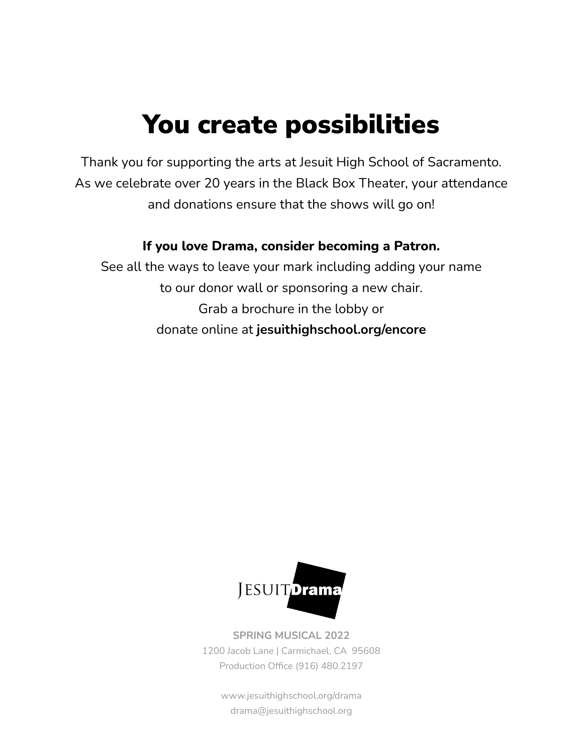# You create possibilities

Thank you for supporting the arts at Jesuit High School of Sacramento. As we celebrate over 20 years in the Black Box Theater, your attendance and donations ensure that the shows will go on!

**If you love Drama, consider becoming a Patron.**
See all the ways to leave your mark including adding your name to our donor wall or sponsoring a new chair.
Grab a brochure in the lobby or
donate online at **jesuithighschool.org/encore**

JESUIT Drama

**SPRING MUSICAL 2022**
1200 Jacob Lane | Carmichael, CA 95608
Production Office (916) 480.2197

www.jesuithighschool.org/drama
drama@jesuithighschool.org